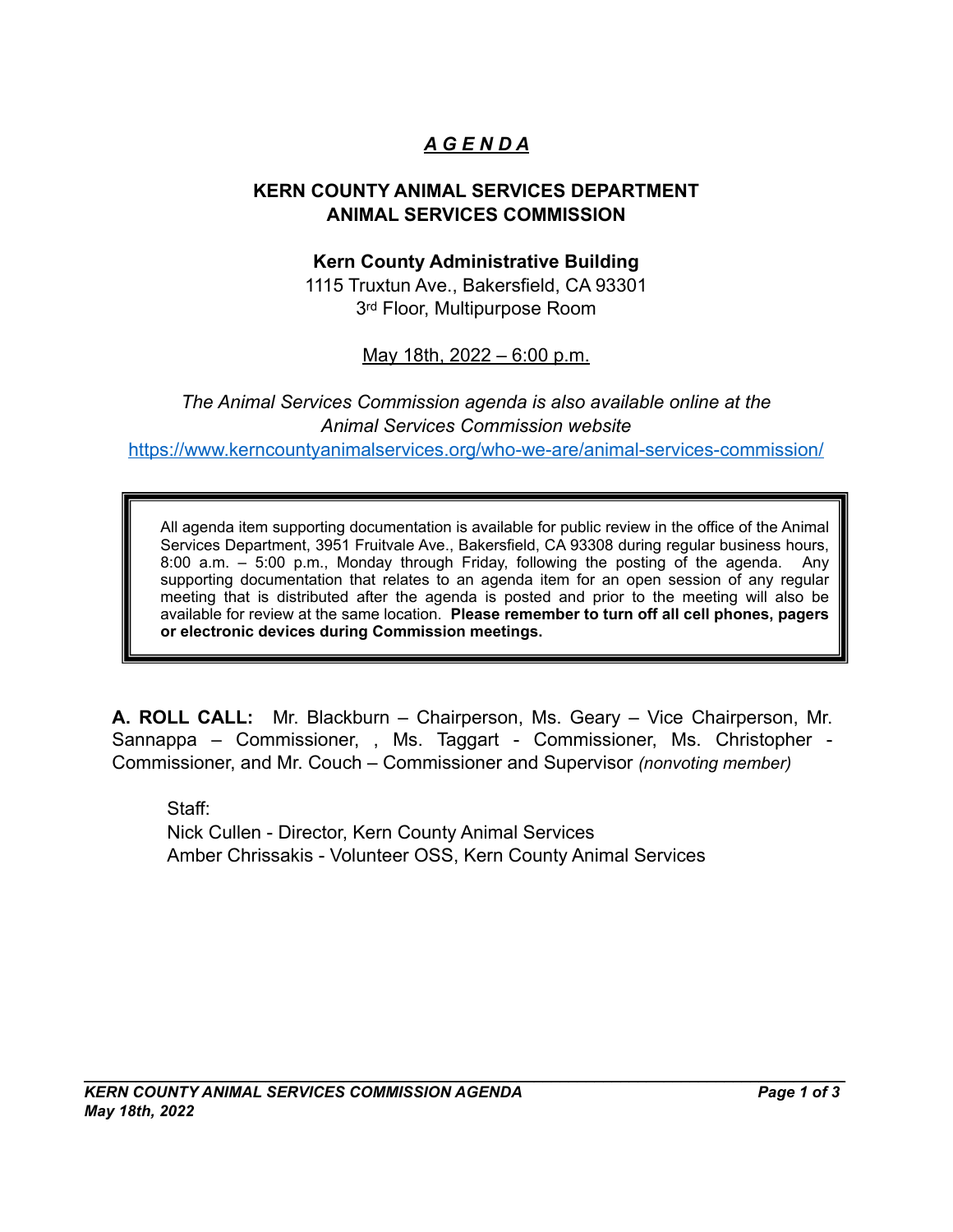# ***A G E N D A***

## KERN COUNTY ANIMAL SERVICES DEPARTMENT
## ANIMAL SERVICES COMMISSION

**Kern County Administrative Building**

1115 Truxtun Ave., Bakersfield, CA 93301

3rd Floor, Multipurpose Room

May 18th, 2022 – 6:00 p.m.

*The Animal Services Commission agenda is also available online at the Animal Services Commission website*

https://www.kerncountyanimalservices.org/who-we-are/animal-services-commission/

> All agenda item supporting documentation is available for public review in the office of the Animal Services Department, 3951 Fruitvale Ave., Bakersfield, CA 93308 during regular business hours, 8:00 a.m. – 5:00 p.m., Monday through Friday, following the posting of the agenda. Any supporting documentation that relates to an agenda item for an open session of any regular meeting that is distributed after the agenda is posted and prior to the meeting will also be available for review at the same location. **Please remember to turn off all cell phones, pagers or electronic devices during Commission meetings.**

**A. ROLL CALL:** Mr. Blackburn – Chairperson, Ms. Geary – Vice Chairperson, Mr. Sannappa – Commissioner, , Ms. Taggart - Commissioner, Ms. Christopher - Commissioner, and Mr. Couch – Commissioner and Supervisor *(nonvoting member)*

Staff:
Nick Cullen - Director, Kern County Animal Services
Amber Chrissakis - Volunteer OSS, Kern County Animal Services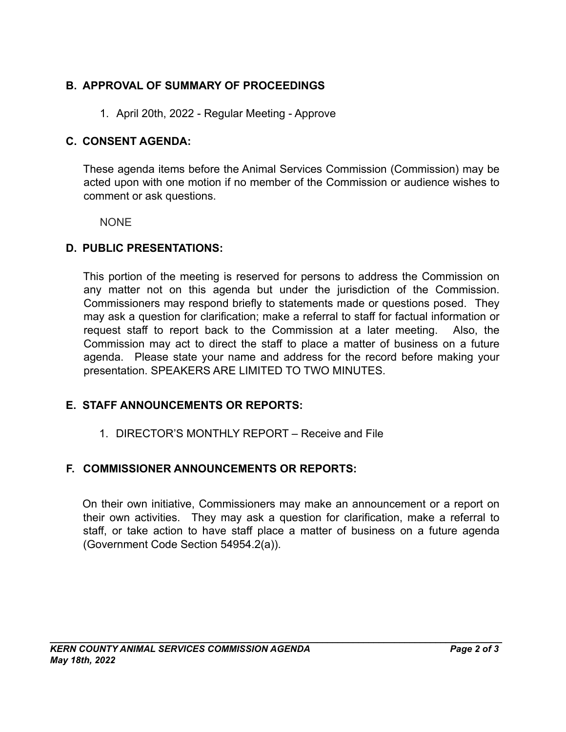## B. APPROVAL OF SUMMARY OF PROCEEDINGS

1. April 20th, 2022 - Regular Meeting - Approve

## C. CONSENT AGENDA:

These agenda items before the Animal Services Commission (Commission) may be acted upon with one motion if no member of the Commission or audience wishes to comment or ask questions.

NONE

## D. PUBLIC PRESENTATIONS:

This portion of the meeting is reserved for persons to address the Commission on any matter not on this agenda but under the jurisdiction of the Commission. Commissioners may respond briefly to statements made or questions posed. They may ask a question for clarification; make a referral to staff for factual information or request staff to report back to the Commission at a later meeting. Also, the Commission may act to direct the staff to place a matter of business on a future agenda. Please state your name and address for the record before making your presentation. SPEAKERS ARE LIMITED TO TWO MINUTES.

## E. STAFF ANNOUNCEMENTS OR REPORTS:

1. DIRECTOR'S MONTHLY REPORT – Receive and File

## F. COMMISSIONER ANNOUNCEMENTS OR REPORTS:

On their own initiative, Commissioners may make an announcement or a report on their own activities. They may ask a question for clarification, make a referral to staff, or take action to have staff place a matter of business on a future agenda (Government Code Section 54954.2(a)).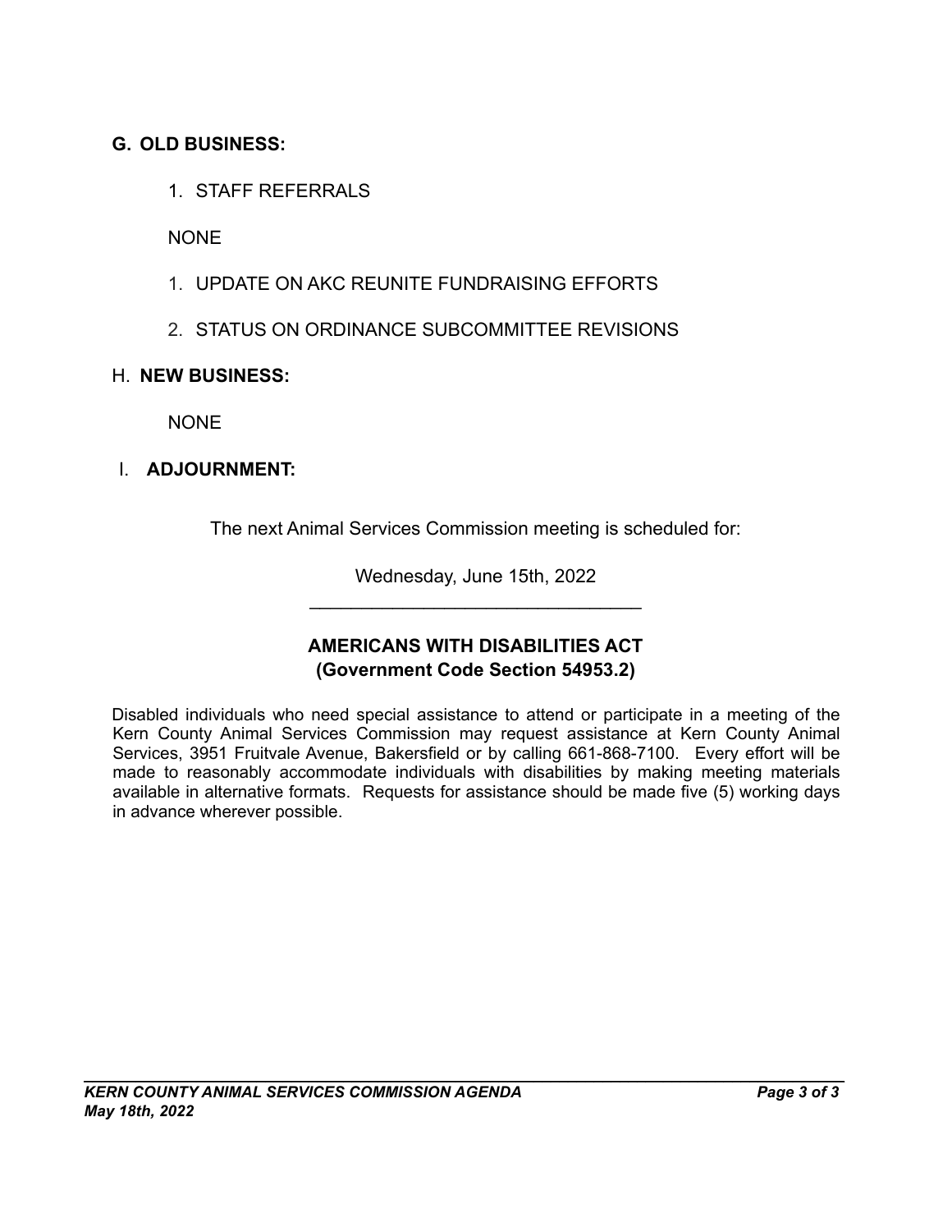## G. OLD BUSINESS:

1. STAFF REFERRALS

NONE

1. UPDATE ON AKC REUNITE FUNDRAISING EFFORTS

2. STATUS ON ORDINANCE SUBCOMMITTEE REVISIONS

## H. NEW BUSINESS:

NONE

## I. ADJOURNMENT:

The next Animal Services Commission meeting is scheduled for:

Wednesday, June 15th, 2022

---

**AMERICANS WITH DISABILITIES ACT**
**(Government Code Section 54953.2)**

Disabled individuals who need special assistance to attend or participate in a meeting of the Kern County Animal Services Commission may request assistance at Kern County Animal Services, 3951 Fruitvale Avenue, Bakersfield or by calling 661-868-7100. Every effort will be made to reasonably accommodate individuals with disabilities by making meeting materials available in alternative formats. Requests for assistance should be made five (5) working days in advance wherever possible.